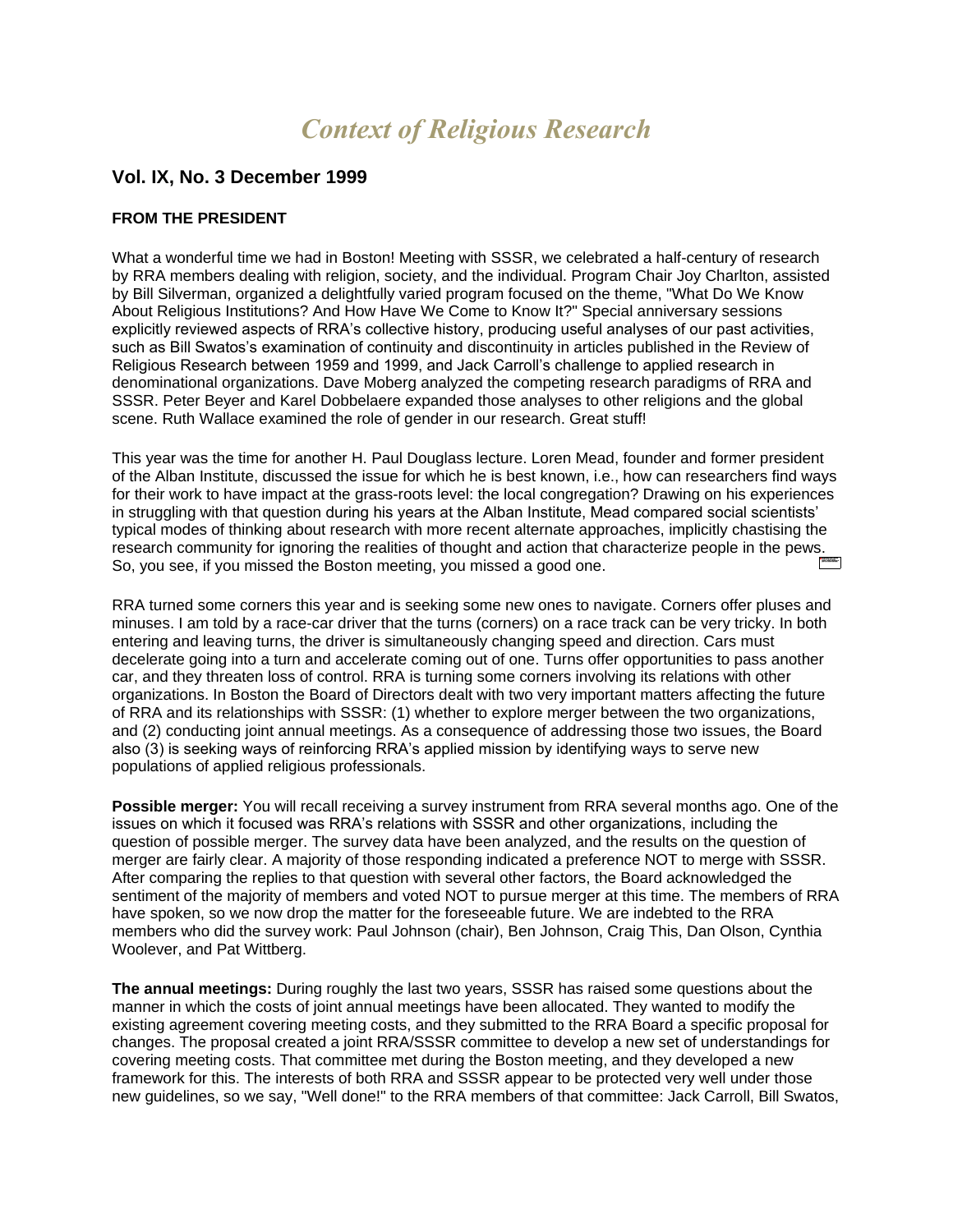# *Context of Religious Research*

## Vol. IX, No. 3 December 1999

### FROM THE PRESIDENT

What a wonderful time we had in Boston! Meeting with SSSR, we celebrated a half-century of research by RRA members dealing with religion, society, and the individual. Program Chair Joy Charlton, assisted by Bill Silverman, organized a delightfully varied program focused on the theme, "What Do We Know About Religious Institutions? And How Have We Come to Know It?" Special anniversary sessions explicitly reviewed aspects of RRA's collective history, producing useful analyses of our past activities, such as Bill Swatos's examination of continuity and discontinuity in articles published in the Review of Religious Research between 1959 and 1999, and Jack Carroll's challenge to applied research in denominational organizations. Dave Moberg analyzed the competing research paradigms of RRA and SSSR. Peter Beyer and Karel Dobbelaere expanded those analyses to other religions and the global scene. Ruth Wallace examined the role of gender in our research. Great stuff!

This year was the time for another H. Paul Douglass lecture. Loren Mead, founder and former president of the Alban Institute, discussed the issue for which he is best known, i.e., how can researchers find ways for their work to have impact at the grass-roots level: the local congregation? Drawing on his experiences in struggling with that question during his years at the Alban Institute, Mead compared social scientists' typical modes of thinking about research with more recent alternate approaches, implicitly chastising the research community for ignoring the realities of thought and action that characterize people in the pews. So, you see, if you missed the Boston meeting, you missed a good one.

RRA turned some corners this year and is seeking some new ones to navigate. Corners offer pluses and minuses. I am told by a race-car driver that the turns (corners) on a race track can be very tricky. In both entering and leaving turns, the driver is simultaneously changing speed and direction. Cars must decelerate going into a turn and accelerate coming out of one. Turns offer opportunities to pass another car, and they threaten loss of control. RRA is turning some corners involving its relations with other organizations. In Boston the Board of Directors dealt with two very important matters affecting the future of RRA and its relationships with SSSR: (1) whether to explore merger between the two organizations, and (2) conducting joint annual meetings. As a consequence of addressing those two issues, the Board also (3) is seeking ways of reinforcing RRA's applied mission by identifying ways to serve new populations of applied religious professionals.

**Possible merger:** You will recall receiving a survey instrument from RRA several months ago. One of the issues on which it focused was RRA's relations with SSSR and other organizations, including the question of possible merger. The survey data have been analyzed, and the results on the question of merger are fairly clear. A majority of those responding indicated a preference NOT to merge with SSSR. After comparing the replies to that question with several other factors, the Board acknowledged the sentiment of the majority of members and voted NOT to pursue merger at this time. The members of RRA have spoken, so we now drop the matter for the foreseeable future. We are indebted to the RRA members who did the survey work: Paul Johnson (chair), Ben Johnson, Craig This, Dan Olson, Cynthia Woolever, and Pat Wittberg.

**The annual meetings:** During roughly the last two years, SSSR has raised some questions about the manner in which the costs of joint annual meetings have been allocated. They wanted to modify the existing agreement covering meeting costs, and they submitted to the RRA Board a specific proposal for changes. The proposal created a joint RRA/SSSR committee to develop a new set of understandings for covering meeting costs. That committee met during the Boston meeting, and they developed a new framework for this. The interests of both RRA and SSSR appear to be protected very well under those new guidelines, so we say, "Well done!" to the RRA members of that committee: Jack Carroll, Bill Swatos,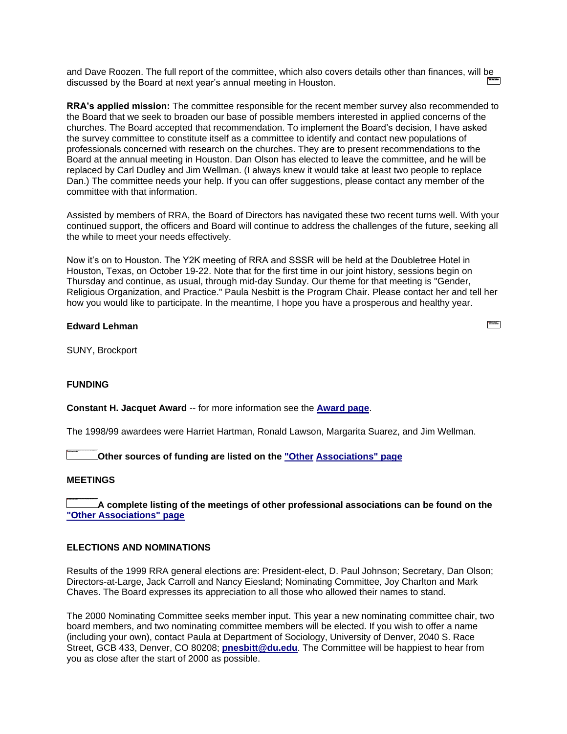and Dave Roozen. The full report of the committee, which also covers details other than finances, will be discussed by the Board at next year's annual meeting in Houston.

**RRA's applied mission:** The committee responsible for the recent member survey also recommended to the Board that we seek to broaden our base of possible members interested in applied concerns of the churches. The Board accepted that recommendation. To implement the Board's decision, I have asked the survey committee to constitute itself as a committee to identify and contact new populations of professionals concerned with research on the churches. They are to present recommendations to the Board at the annual meeting in Houston. Dan Olson has elected to leave the committee, and he will be replaced by Carl Dudley and Jim Wellman. (I always knew it would take at least two people to replace Dan.) The committee needs your help. If you can offer suggestions, please contact any member of the committee with that information.

Assisted by members of RRA, the Board of Directors has navigated these two recent turns well. With your continued support, the officers and Board will continue to address the challenges of the future, seeking all the while to meet your needs effectively.

Now it's on to Houston. The Y2K meeting of RRA and SSSR will be held at the Doubletree Hotel in Houston, Texas, on October 19-22. Note that for the first time in our joint history, sessions begin on Thursday and continue, as usual, through mid-day Sunday. Our theme for that meeting is "Gender, Religious Organization, and Practice." Paula Nesbitt is the Program Chair. Please contact her and tell her how you would like to participate. In the meantime, I hope you have a prosperous and healthy year.

**Edward Lehman**

SUNY, Brockport

**FUNDING**

**Constant H. Jacquet Award** -- for more information see the **Award page**.

The 1998/99 awardees were Harriet Hartman, Ronald Lawson, Margarita Suarez, and Jim Wellman.

**Other sources of funding are listed on the "Other Associations" page**

**MEETINGS**

**A complete listing of the meetings of other professional associations can be found on the "Other Associations" page**

**ELECTIONS AND NOMINATIONS**

Results of the 1999 RRA general elections are: President-elect, D. Paul Johnson; Secretary, Dan Olson; Directors-at-Large, Jack Carroll and Nancy Eiesland; Nominating Committee, Joy Charlton and Mark Chaves. The Board expresses its appreciation to all those who allowed their names to stand.

The 2000 Nominating Committee seeks member input. This year a new nominating committee chair, two board members, and two nominating committee members will be elected. If you wish to offer a name (including your own), contact Paula at Department of Sociology, University of Denver, 2040 S. Race Street, GCB 433, Denver, CO 80208; **pnesbitt@du.edu**. The Committee will be happiest to hear from you as close after the start of 2000 as possible.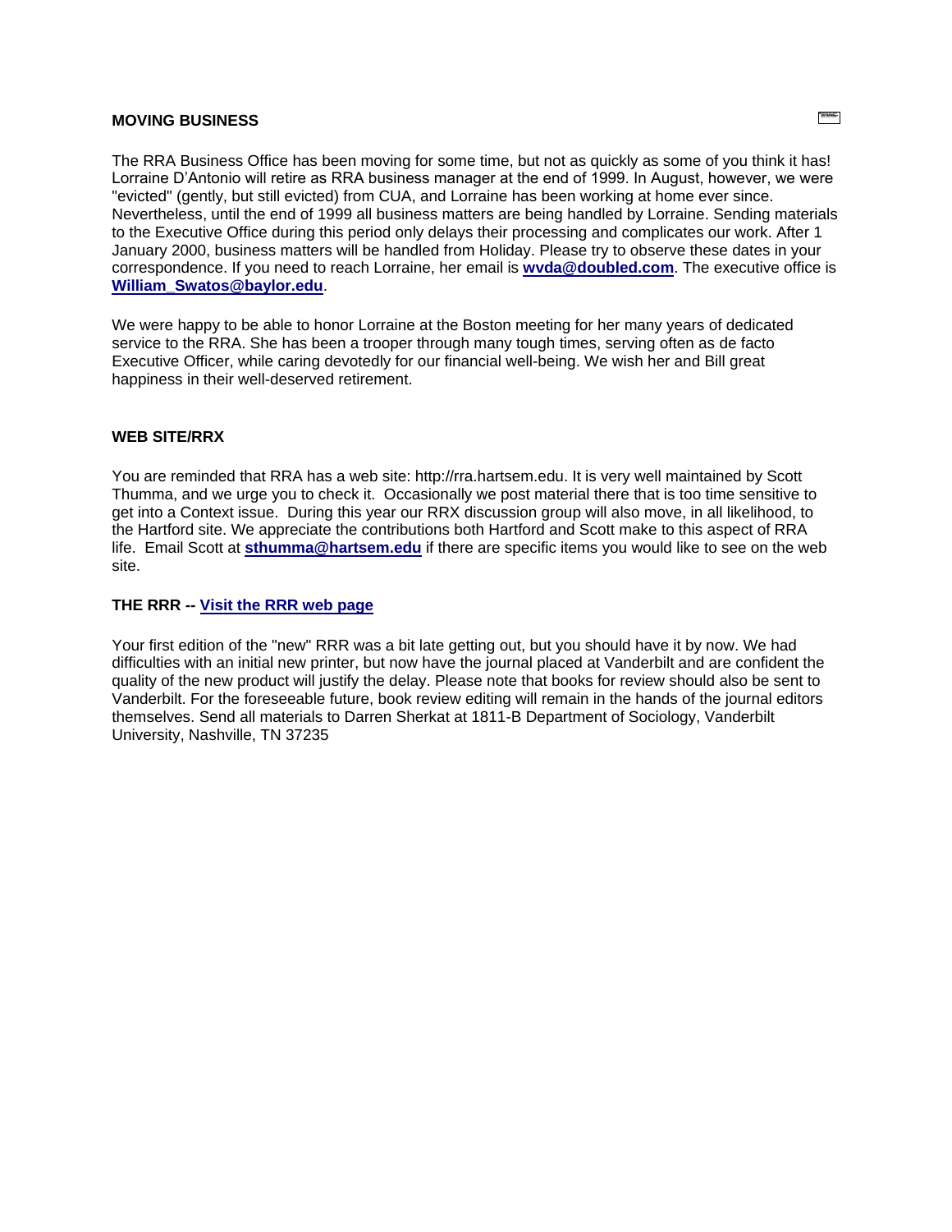### MOVING BUSINESS

The RRA Business Office has been moving for some time, but not as quickly as some of you think it has! Lorraine D'Antonio will retire as RRA business manager at the end of 1999. In August, however, we were "evicted" (gently, but still evicted) from CUA, and Lorraine has been working at home ever since. Nevertheless, until the end of 1999 all business matters are being handled by Lorraine. Sending materials to the Executive Office during this period only delays their processing and complicates our work. After 1 January 2000, business matters will be handled from Holiday. Please try to observe these dates in your correspondence. If you need to reach Lorraine, her email is **wvda@doubled.com**. The executive office is **William_Swatos@baylor.edu**.

We were happy to be able to honor Lorraine at the Boston meeting for her many years of dedicated service to the RRA. She has been a trooper through many tough times, serving often as de facto Executive Officer, while caring devotedly for our financial well-being. We wish her and Bill great happiness in their well-deserved retirement.

### WEB SITE/RRX

You are reminded that RRA has a web site: http://rra.hartsem.edu. It is very well maintained by Scott Thumma, and we urge you to check it. Occasionally we post material there that is too time sensitive to get into a Context issue. During this year our RRX discussion group will also move, in all likelihood, to the Hartford site. We appreciate the contributions both Hartford and Scott make to this aspect of RRA life. Email Scott at **sthumma@hartsem.edu** if there are specific items you would like to see on the web site.

### THE RRR -- Visit the RRR web page

Your first edition of the "new" RRR was a bit late getting out, but you should have it by now. We had difficulties with an initial new printer, but now have the journal placed at Vanderbilt and are confident the quality of the new product will justify the delay. Please note that books for review should also be sent to Vanderbilt. For the foreseeable future, book review editing will remain in the hands of the journal editors themselves. Send all materials to Darren Sherkat at 1811-B Department of Sociology, Vanderbilt University, Nashville, TN 37235